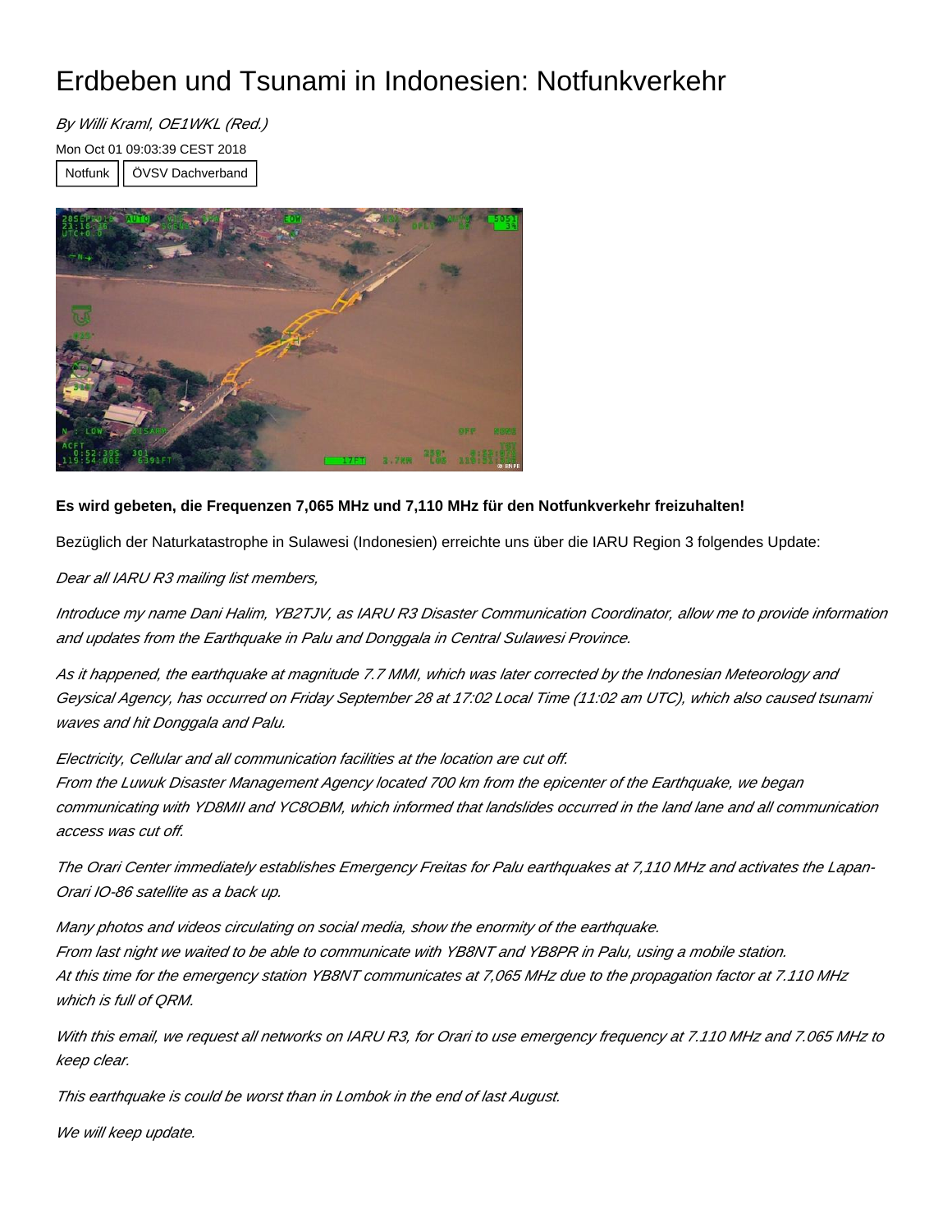# Erdbeben und Tsunami in Indonesien: Notfunkverkehr

*By Willi Kraml, OE1WKL (Red.)*

Mon Oct 01 09:03:39 CEST 2018

Notfunk | ÖVSV Dachverband

**Es wird gebeten, die Frequenzen 7,065 MHz und 7,110 MHz für den Notfunkverkehr freizuhalten!**

Bezüglich der Naturkatastrophe in Sulawesi (Indonesien) erreichte uns über die IARU Region 3 folgendes Update:

*Dear all IARU R3 mailing list members,*

*Introduce my name Dani Halim, YB2TJV, as IARU R3 Disaster Communication Coordinator, allow me to provide information and updates from the Earthquake in Palu and Donggala in Central Sulawesi Province.*

*As it happened, the earthquake at magnitude 7.7 MMI, which was later corrected by the Indonesian Meteorology and Geysical Agency, has occurred on Friday September 28 at 17:02 Local Time (11:02 am UTC), which also caused tsunami waves and hit Donggala and Palu.*

*Electricity, Cellular and all communication facilities at the location are cut off.*
*From the Luwuk Disaster Management Agency located 700 km from the epicenter of the Earthquake, we began communicating with YD8MII and YC8OBM, which informed that landslides occurred in the land lane and all communication access was cut off.*

*The Orari Center immediately establishes Emergency Freitas for Palu earthquakes at 7,110 MHz and activates the Lapan-Orari IO-86 satellite as a back up.*

*Many photos and videos circulating on social media, show the enormity of the earthquake.*
*From last night we waited to be able to communicate with YB8NT and YB8PR in Palu, using a mobile station.*
*At this time for the emergency station YB8NT communicates at 7,065 MHz due to the propagation factor at 7.110 MHz which is full of QRM.*

*With this email, we request all networks on IARU R3, for Orari to use emergency frequency at 7.110 MHz and 7.065 MHz to keep clear.*

*This earthquake is could be worst than in Lombok in the end of last August.*

*We will keep update.*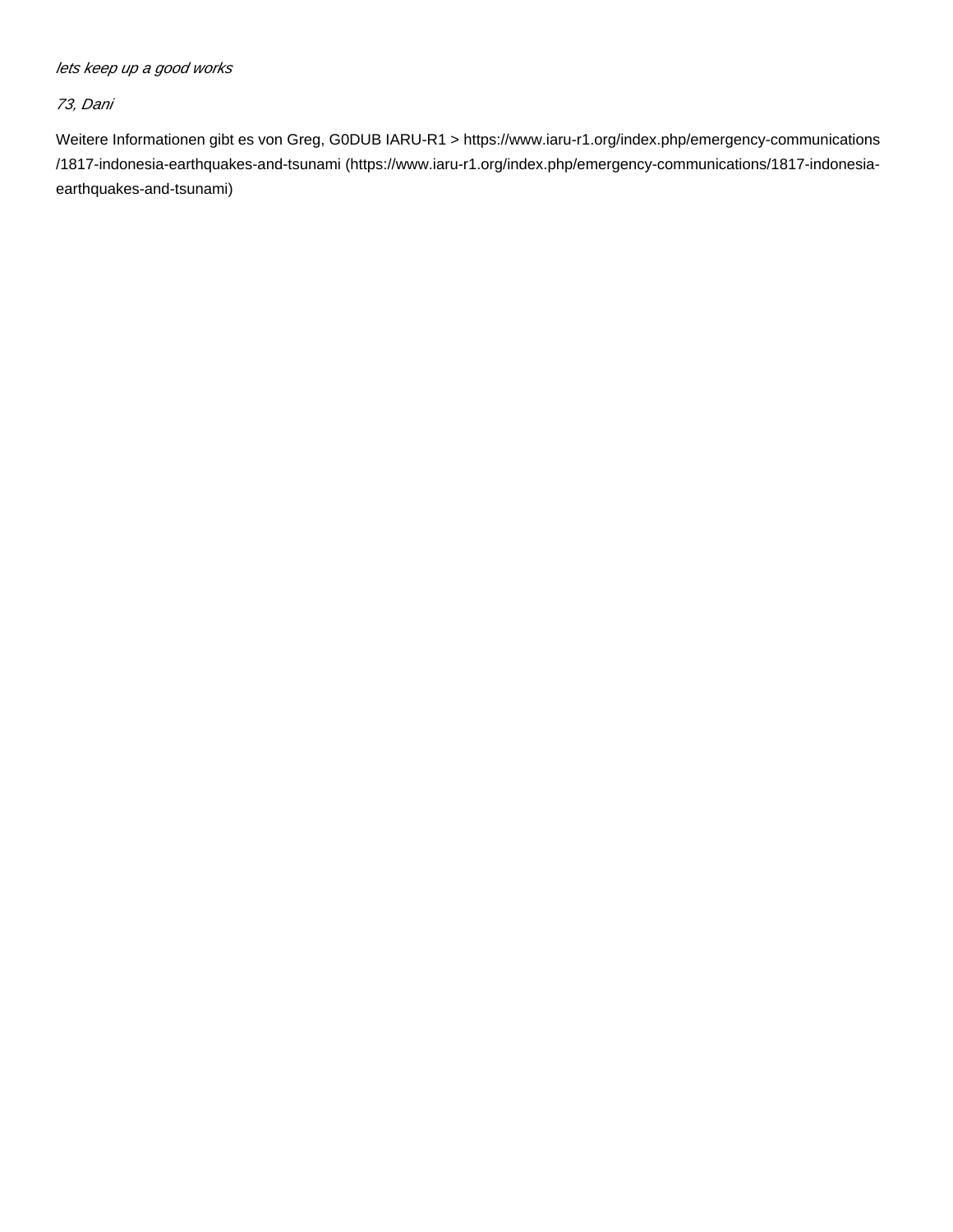*lets keep up a good works*

*73, Dani*

Weitere Informationen gibt es von Greg, G0DUB IARU-R1 > https://www.iaru-r1.org/index.php/emergency-communications/1817-indonesia-earthquakes-and-tsunami (https://www.iaru-r1.org/index.php/emergency-communications/1817-indonesia-earthquakes-and-tsunami)